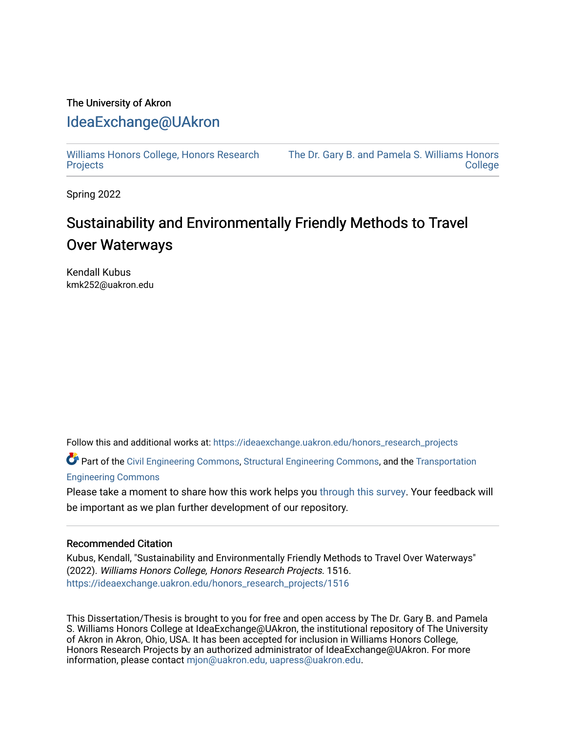The University of Akron

# IdeaExchange@UAkron

Williams Honors College, Honors Research Projects | The Dr. Gary B. and Pamela S. Williams Honors College

Spring 2022

## Sustainability and Environmentally Friendly Methods to Travel Over Waterways

Kendall Kubus
kmk252@uakron.edu

Follow this and additional works at: https://ideaexchange.uakron.edu/honors_research_projects

Part of the Civil Engineering Commons, Structural Engineering Commons, and the Transportation Engineering Commons

Please take a moment to share how this work helps you through this survey. Your feedback will be important as we plan further development of our repository.

### Recommended Citation

Kubus, Kendall, "Sustainability and Environmentally Friendly Methods to Travel Over Waterways" (2022). *Williams Honors College, Honors Research Projects*. 1516.
https://ideaexchange.uakron.edu/honors_research_projects/1516

This Dissertation/Thesis is brought to you for free and open access by The Dr. Gary B. and Pamela S. Williams Honors College at IdeaExchange@UAkron, the institutional repository of The University of Akron in Akron, Ohio, USA. It has been accepted for inclusion in Williams Honors College, Honors Research Projects by an authorized administrator of IdeaExchange@UAkron. For more information, please contact mjon@uakron.edu, uapress@uakron.edu.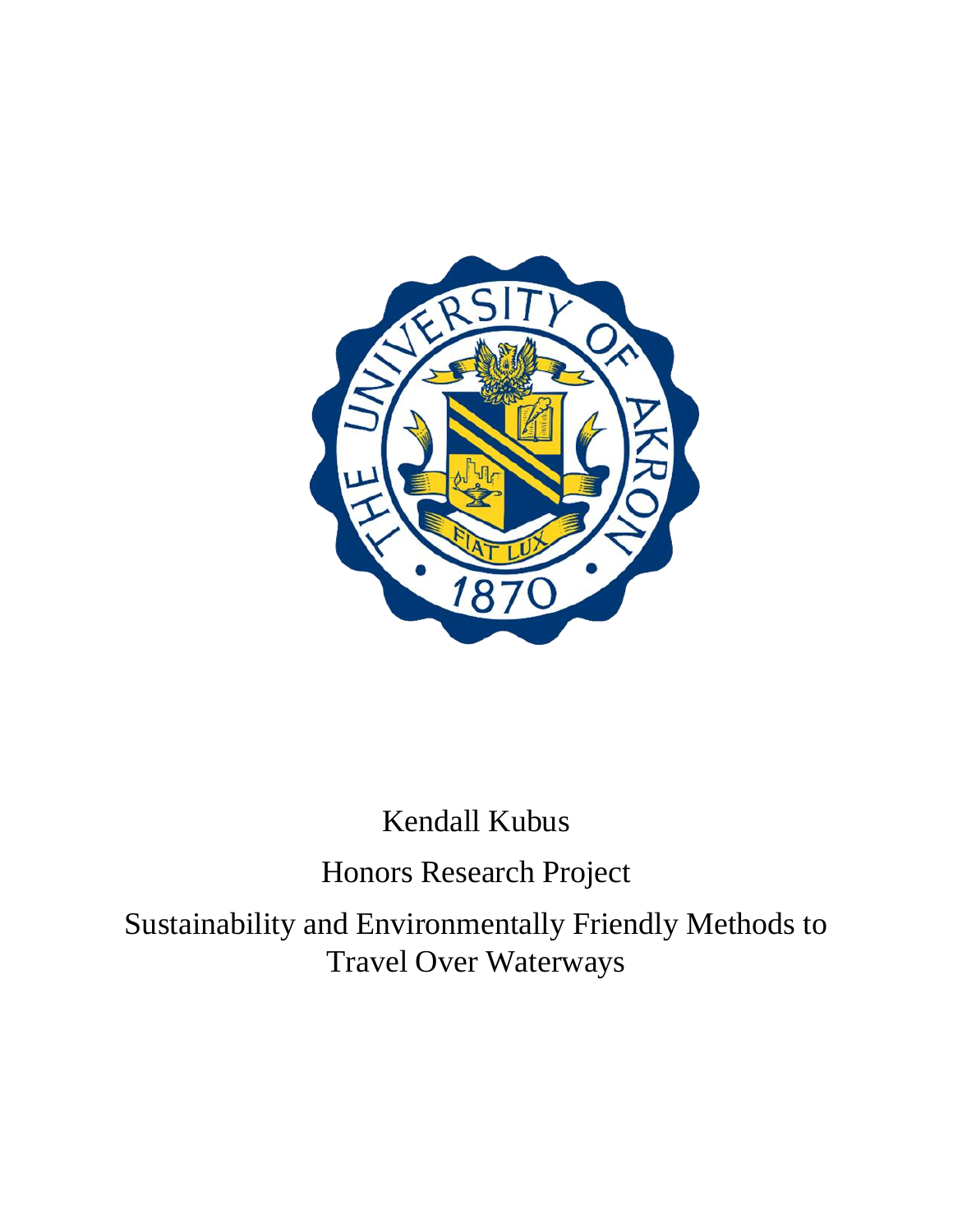Kendall Kubus

Honors Research Project

Sustainability and Environmentally Friendly Methods to Travel Over Waterways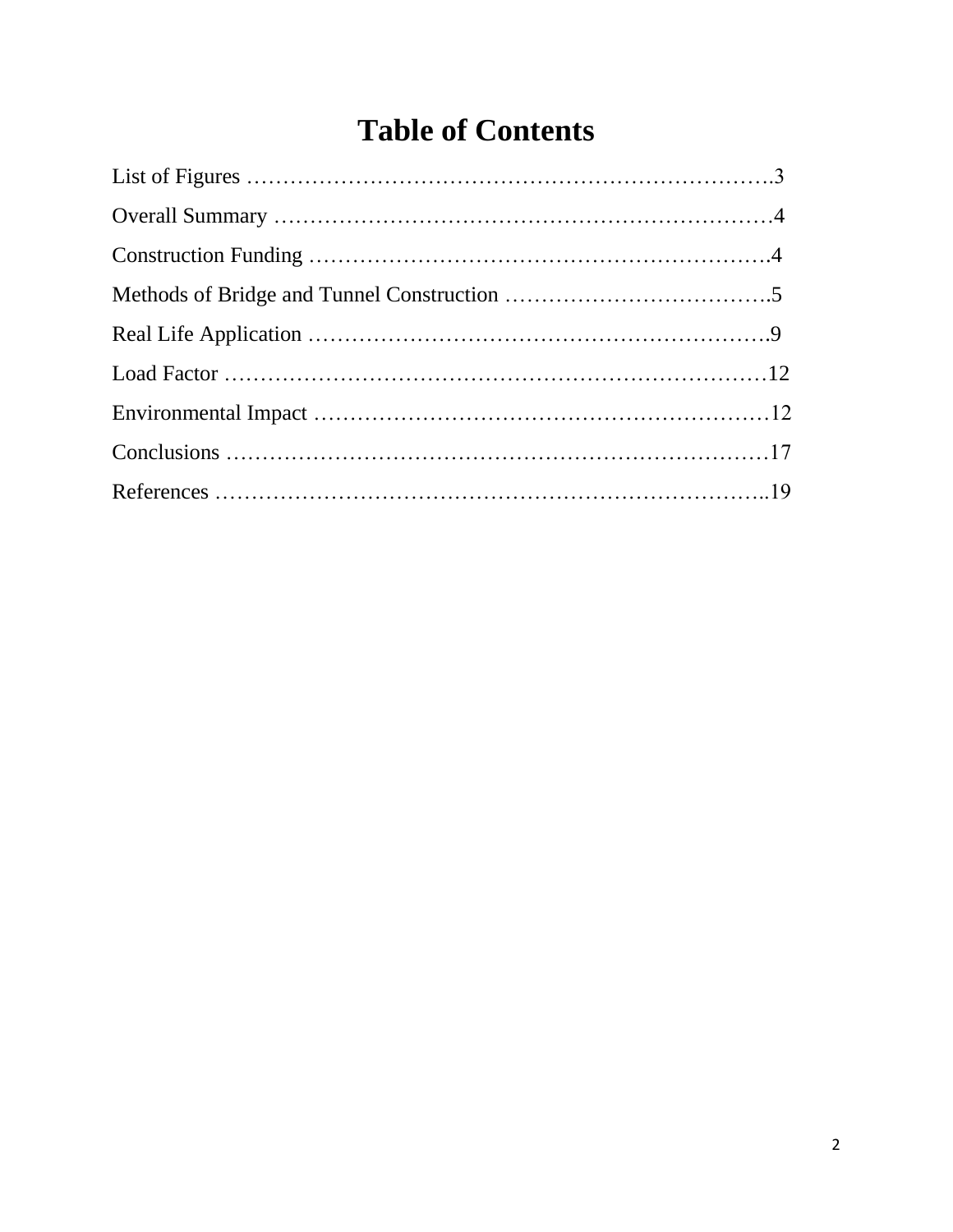# Table of Contents

List of Figures ……………………………………………………………….3

Overall Summary ……………………………………………………………4

Construction Funding ……………………………………………………….4

Methods of Bridge and Tunnel Construction ……………………………….5

Real Life Application ……………………………………………………….9

Load Factor …………………………………………………………………12

Environmental Impact ………………………………………………………12

Conclusions …………………………………………………………………17

References …………………………………………………………………..19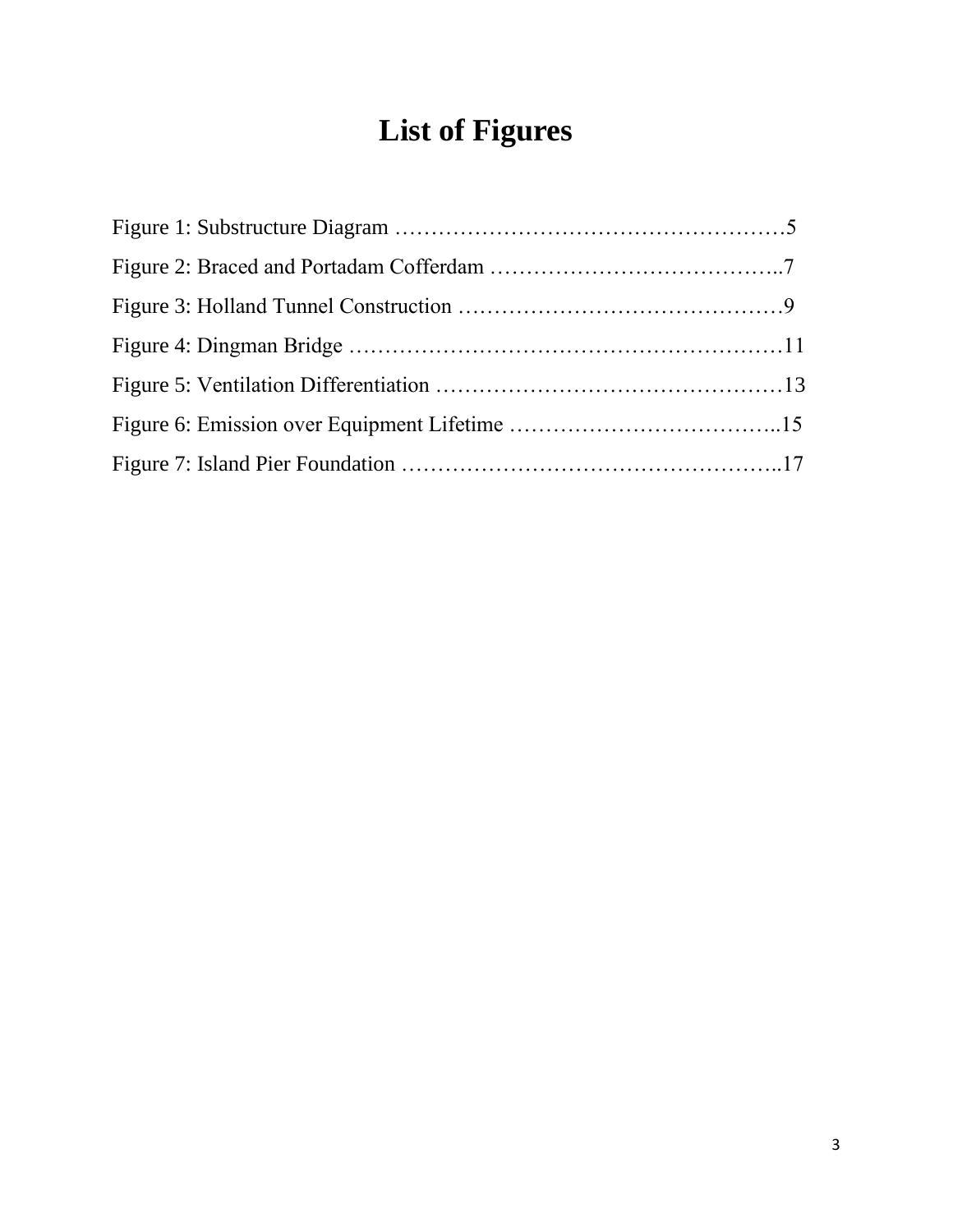# List of Figures

Figure 1: Substructure Diagram ………………………………………………5

Figure 2: Braced and Portadam Cofferdam …………………………………..7

Figure 3: Holland Tunnel Construction ………………………………………9

Figure 4: Dingman Bridge ……………………………………………………11

Figure 5: Ventilation Differentiation …………………………………………13

Figure 6: Emission over Equipment Lifetime ………………………………..15

Figure 7: Island Pier Foundation ……………………………………………..17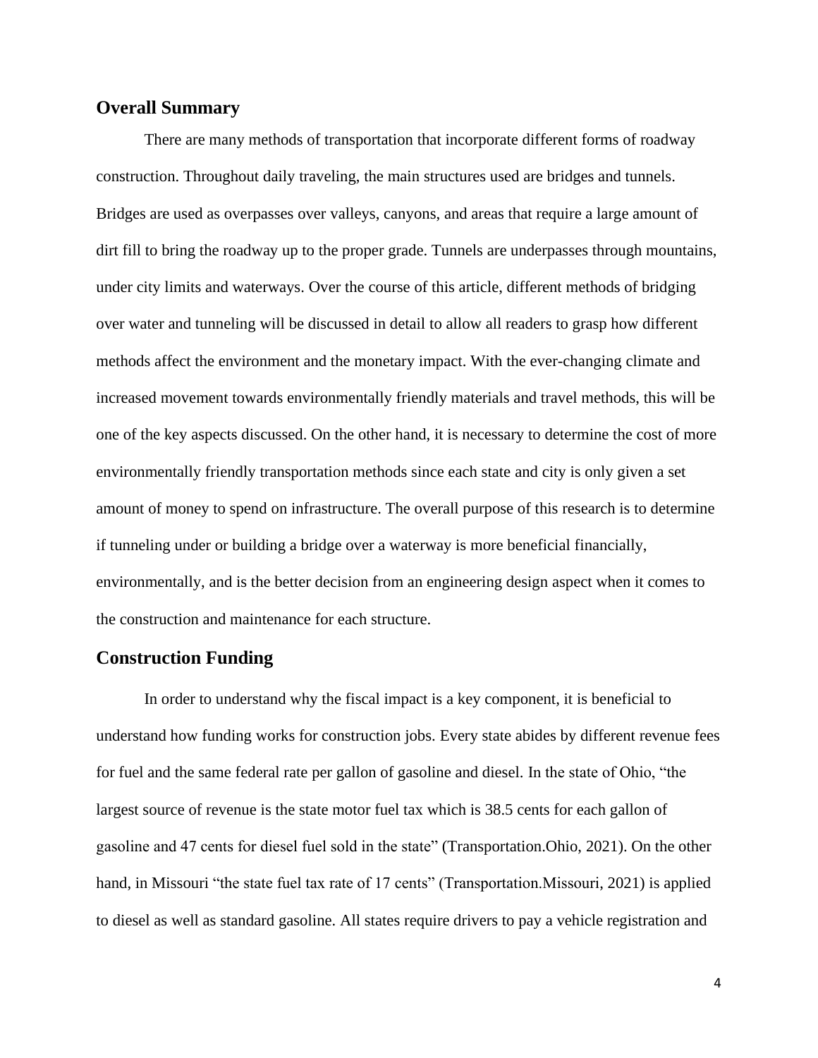## Overall Summary

There are many methods of transportation that incorporate different forms of roadway construction. Throughout daily traveling, the main structures used are bridges and tunnels. Bridges are used as overpasses over valleys, canyons, and areas that require a large amount of dirt fill to bring the roadway up to the proper grade. Tunnels are underpasses through mountains, under city limits and waterways. Over the course of this article, different methods of bridging over water and tunneling will be discussed in detail to allow all readers to grasp how different methods affect the environment and the monetary impact. With the ever-changing climate and increased movement towards environmentally friendly materials and travel methods, this will be one of the key aspects discussed. On the other hand, it is necessary to determine the cost of more environmentally friendly transportation methods since each state and city is only given a set amount of money to spend on infrastructure. The overall purpose of this research is to determine if tunneling under or building a bridge over a waterway is more beneficial financially, environmentally, and is the better decision from an engineering design aspect when it comes to the construction and maintenance for each structure.

## Construction Funding

In order to understand why the fiscal impact is a key component, it is beneficial to understand how funding works for construction jobs. Every state abides by different revenue fees for fuel and the same federal rate per gallon of gasoline and diesel. In the state of Ohio, "the largest source of revenue is the state motor fuel tax which is 38.5 cents for each gallon of gasoline and 47 cents for diesel fuel sold in the state" (Transportation.Ohio, 2021). On the other hand, in Missouri "the state fuel tax rate of 17 cents" (Transportation.Missouri, 2021) is applied to diesel as well as standard gasoline. All states require drivers to pay a vehicle registration and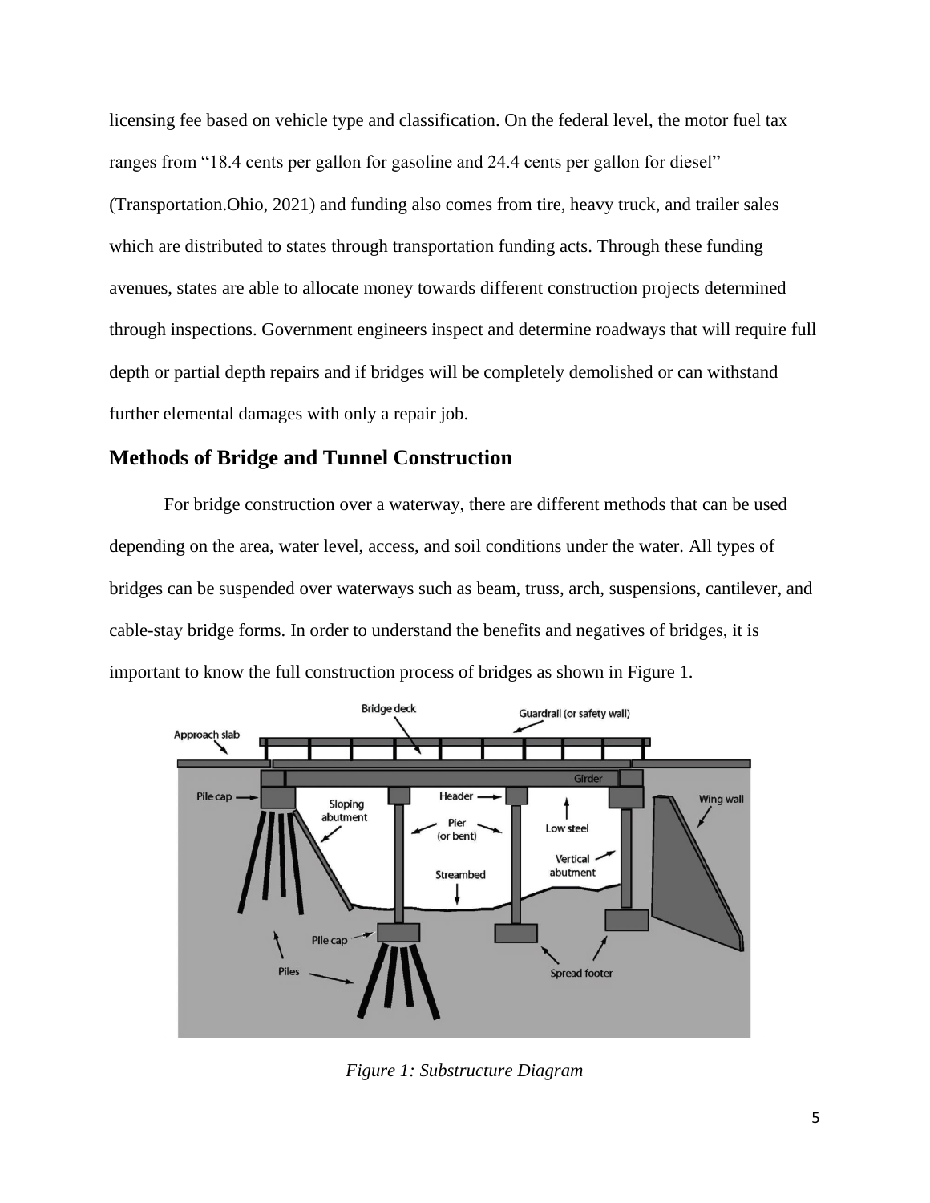licensing fee based on vehicle type and classification. On the federal level, the motor fuel tax ranges from "18.4 cents per gallon for gasoline and 24.4 cents per gallon for diesel" (Transportation.Ohio, 2021) and funding also comes from tire, heavy truck, and trailer sales which are distributed to states through transportation funding acts. Through these funding avenues, states are able to allocate money towards different construction projects determined through inspections. Government engineers inspect and determine roadways that will require full depth or partial depth repairs and if bridges will be completely demolished or can withstand further elemental damages with only a repair job.

## Methods of Bridge and Tunnel Construction

For bridge construction over a waterway, there are different methods that can be used depending on the area, water level, access, and soil conditions under the water. All types of bridges can be suspended over waterways such as beam, truss, arch, suspensions, cantilever, and cable-stay bridge forms. In order to understand the benefits and negatives of bridges, it is important to know the full construction process of bridges as shown in Figure 1.

*Figure 1: Substructure Diagram*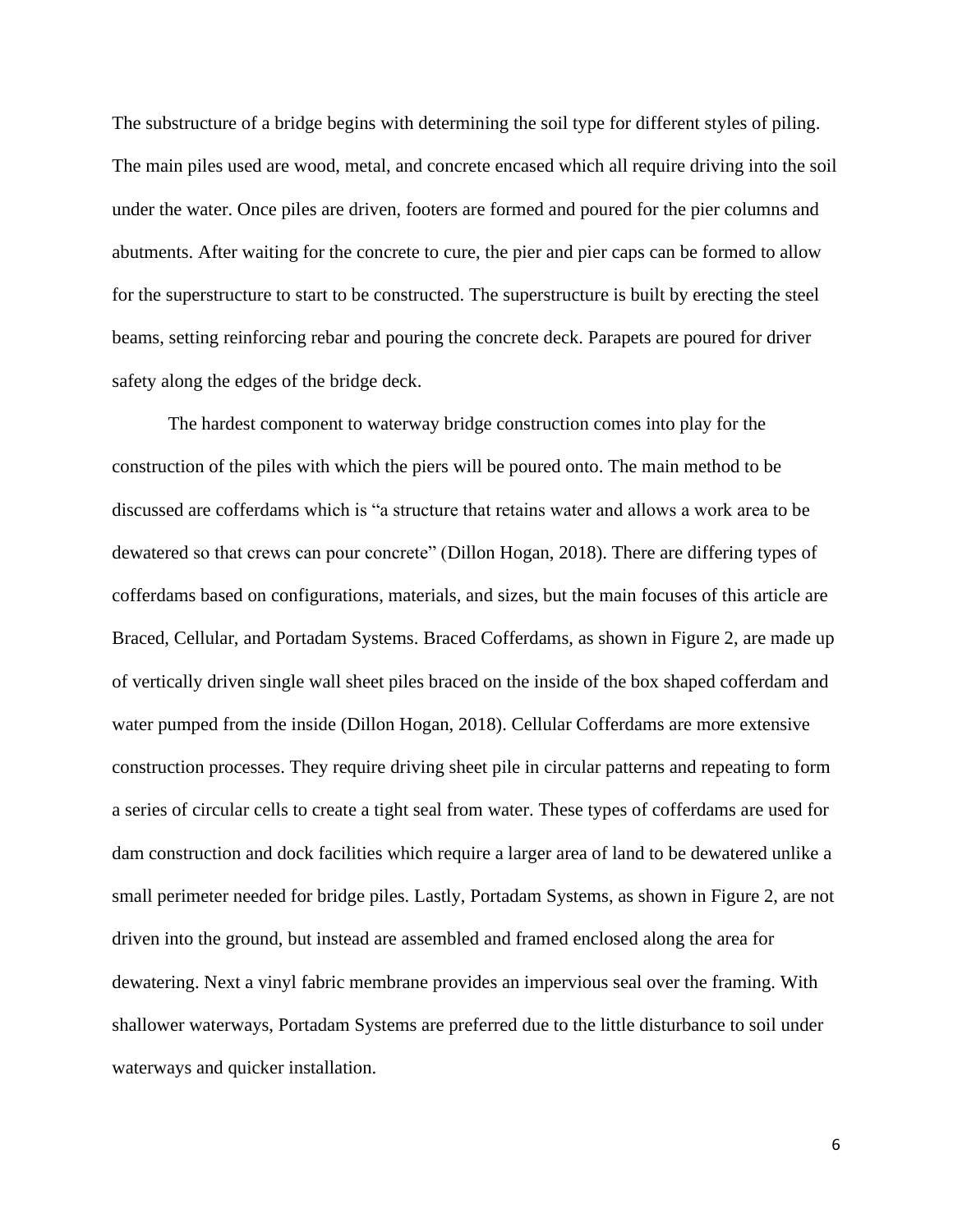The substructure of a bridge begins with determining the soil type for different styles of piling. The main piles used are wood, metal, and concrete encased which all require driving into the soil under the water. Once piles are driven, footers are formed and poured for the pier columns and abutments. After waiting for the concrete to cure, the pier and pier caps can be formed to allow for the superstructure to start to be constructed. The superstructure is built by erecting the steel beams, setting reinforcing rebar and pouring the concrete deck. Parapets are poured for driver safety along the edges of the bridge deck.

The hardest component to waterway bridge construction comes into play for the construction of the piles with which the piers will be poured onto. The main method to be discussed are cofferdams which is "a structure that retains water and allows a work area to be dewatered so that crews can pour concrete" (Dillon Hogan, 2018). There are differing types of cofferdams based on configurations, materials, and sizes, but the main focuses of this article are Braced, Cellular, and Portadam Systems. Braced Cofferdams, as shown in Figure 2, are made up of vertically driven single wall sheet piles braced on the inside of the box shaped cofferdam and water pumped from the inside (Dillon Hogan, 2018). Cellular Cofferdams are more extensive construction processes. They require driving sheet pile in circular patterns and repeating to form a series of circular cells to create a tight seal from water. These types of cofferdams are used for dam construction and dock facilities which require a larger area of land to be dewatered unlike a small perimeter needed for bridge piles. Lastly, Portadam Systems, as shown in Figure 2, are not driven into the ground, but instead are assembled and framed enclosed along the area for dewatering. Next a vinyl fabric membrane provides an impervious seal over the framing. With shallower waterways, Portadam Systems are preferred due to the little disturbance to soil under waterways and quicker installation.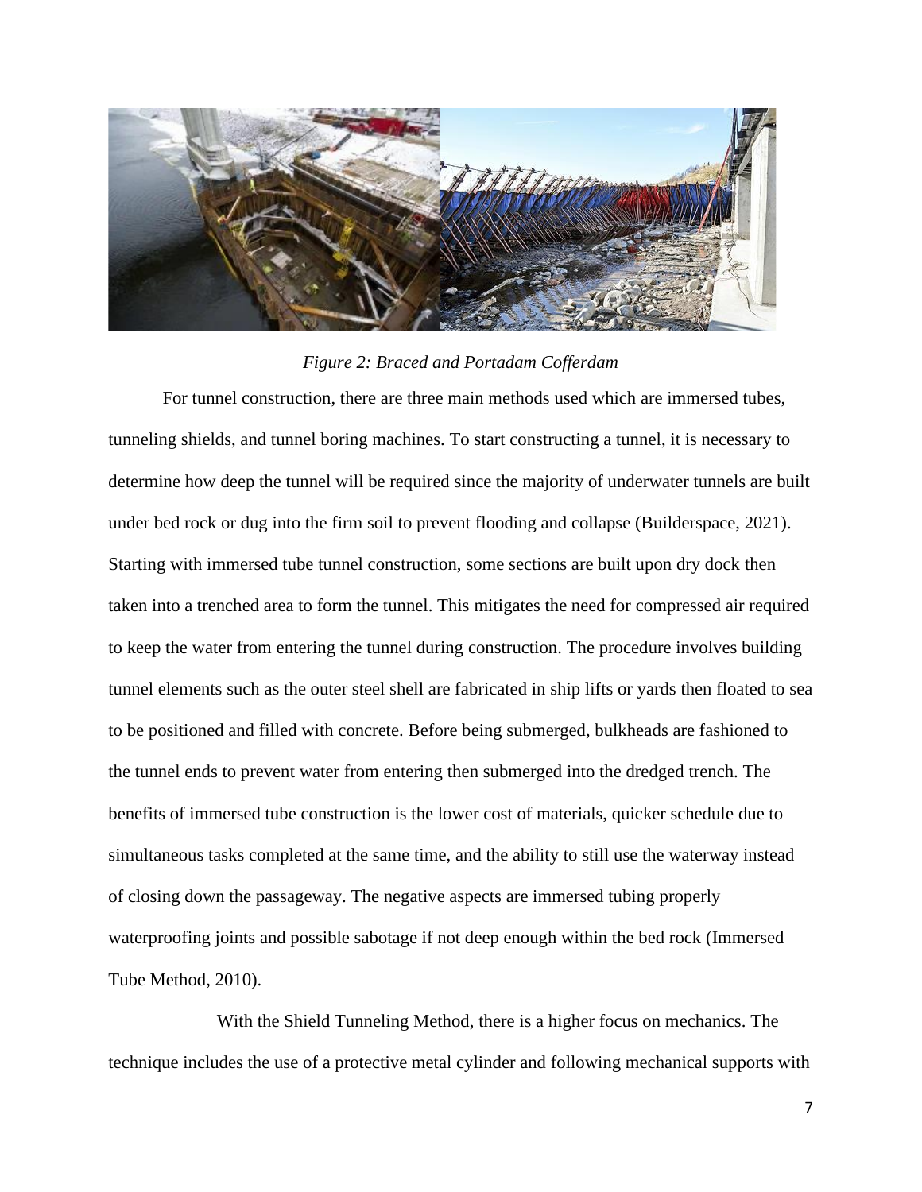*Figure 2: Braced and Portadam Cofferdam*

For tunnel construction, there are three main methods used which are immersed tubes, tunneling shields, and tunnel boring machines. To start constructing a tunnel, it is necessary to determine how deep the tunnel will be required since the majority of underwater tunnels are built under bed rock or dug into the firm soil to prevent flooding and collapse (Builderspace, 2021). Starting with immersed tube tunnel construction, some sections are built upon dry dock then taken into a trenched area to form the tunnel. This mitigates the need for compressed air required to keep the water from entering the tunnel during construction. The procedure involves building tunnel elements such as the outer steel shell are fabricated in ship lifts or yards then floated to sea to be positioned and filled with concrete. Before being submerged, bulkheads are fashioned to the tunnel ends to prevent water from entering then submerged into the dredged trench. The benefits of immersed tube construction is the lower cost of materials, quicker schedule due to simultaneous tasks completed at the same time, and the ability to still use the waterway instead of closing down the passageway. The negative aspects are immersed tubing properly waterproofing joints and possible sabotage if not deep enough within the bed rock (Immersed Tube Method, 2010).

With the Shield Tunneling Method, there is a higher focus on mechanics. The technique includes the use of a protective metal cylinder and following mechanical supports with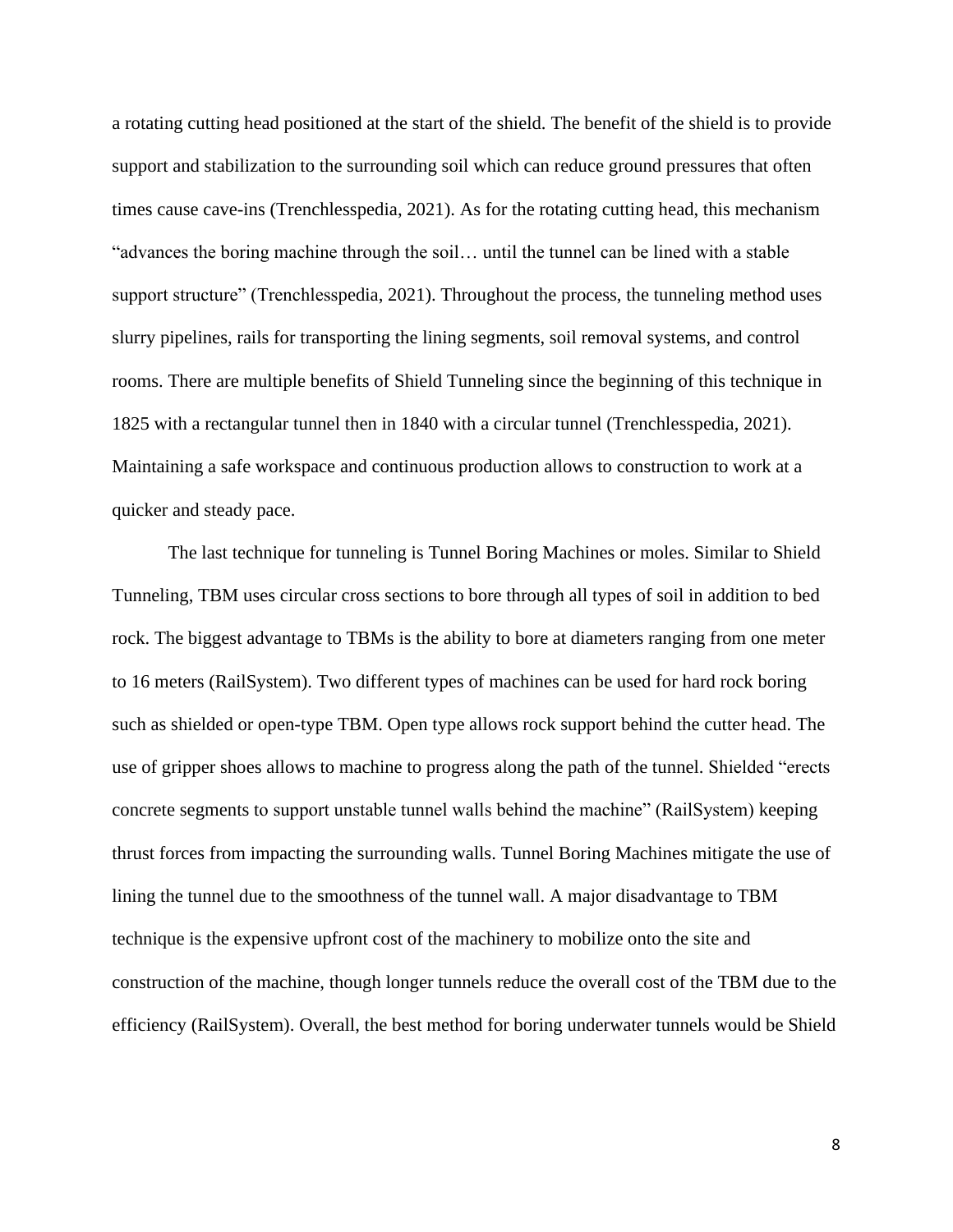a rotating cutting head positioned at the start of the shield. The benefit of the shield is to provide support and stabilization to the surrounding soil which can reduce ground pressures that often times cause cave-ins (Trenchlesspedia, 2021). As for the rotating cutting head, this mechanism "advances the boring machine through the soil… until the tunnel can be lined with a stable support structure" (Trenchlesspedia, 2021). Throughout the process, the tunneling method uses slurry pipelines, rails for transporting the lining segments, soil removal systems, and control rooms. There are multiple benefits of Shield Tunneling since the beginning of this technique in 1825 with a rectangular tunnel then in 1840 with a circular tunnel (Trenchlesspedia, 2021). Maintaining a safe workspace and continuous production allows to construction to work at a quicker and steady pace.

The last technique for tunneling is Tunnel Boring Machines or moles. Similar to Shield Tunneling, TBM uses circular cross sections to bore through all types of soil in addition to bed rock. The biggest advantage to TBMs is the ability to bore at diameters ranging from one meter to 16 meters (RailSystem). Two different types of machines can be used for hard rock boring such as shielded or open-type TBM. Open type allows rock support behind the cutter head. The use of gripper shoes allows to machine to progress along the path of the tunnel. Shielded "erects concrete segments to support unstable tunnel walls behind the machine" (RailSystem) keeping thrust forces from impacting the surrounding walls. Tunnel Boring Machines mitigate the use of lining the tunnel due to the smoothness of the tunnel wall. A major disadvantage to TBM technique is the expensive upfront cost of the machinery to mobilize onto the site and construction of the machine, though longer tunnels reduce the overall cost of the TBM due to the efficiency (RailSystem). Overall, the best method for boring underwater tunnels would be Shield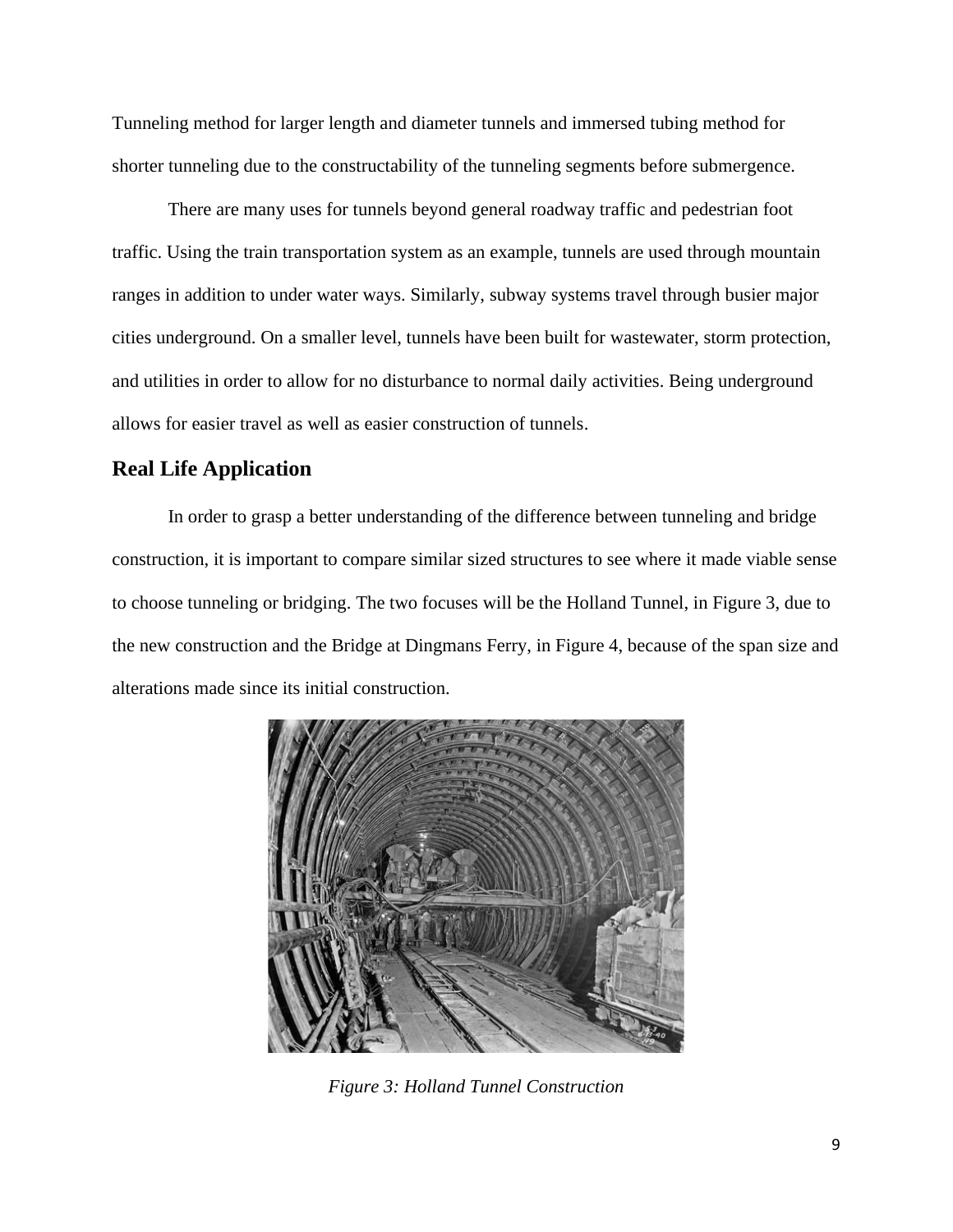Tunneling method for larger length and diameter tunnels and immersed tubing method for shorter tunneling due to the constructability of the tunneling segments before submergence.

There are many uses for tunnels beyond general roadway traffic and pedestrian foot traffic. Using the train transportation system as an example, tunnels are used through mountain ranges in addition to under water ways. Similarly, subway systems travel through busier major cities underground. On a smaller level, tunnels have been built for wastewater, storm protection, and utilities in order to allow for no disturbance to normal daily activities. Being underground allows for easier travel as well as easier construction of tunnels.

## Real Life Application

In order to grasp a better understanding of the difference between tunneling and bridge construction, it is important to compare similar sized structures to see where it made viable sense to choose tunneling or bridging. The two focuses will be the Holland Tunnel, in Figure 3, due to the new construction and the Bridge at Dingmans Ferry, in Figure 4, because of the span size and alterations made since its initial construction.

*Figure 3: Holland Tunnel Construction*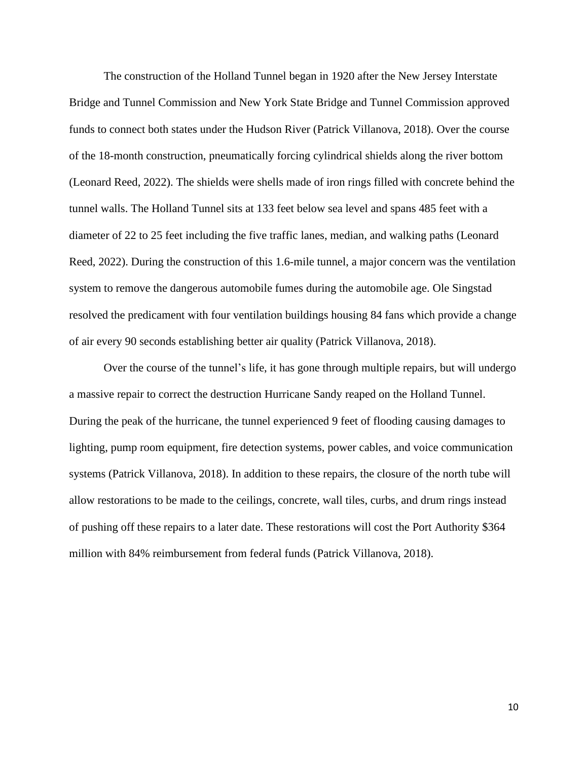The construction of the Holland Tunnel began in 1920 after the New Jersey Interstate Bridge and Tunnel Commission and New York State Bridge and Tunnel Commission approved funds to connect both states under the Hudson River (Patrick Villanova, 2018). Over the course of the 18-month construction, pneumatically forcing cylindrical shields along the river bottom (Leonard Reed, 2022). The shields were shells made of iron rings filled with concrete behind the tunnel walls. The Holland Tunnel sits at 133 feet below sea level and spans 485 feet with a diameter of 22 to 25 feet including the five traffic lanes, median, and walking paths (Leonard Reed, 2022). During the construction of this 1.6-mile tunnel, a major concern was the ventilation system to remove the dangerous automobile fumes during the automobile age. Ole Singstad resolved the predicament with four ventilation buildings housing 84 fans which provide a change of air every 90 seconds establishing better air quality (Patrick Villanova, 2018).

Over the course of the tunnel's life, it has gone through multiple repairs, but will undergo a massive repair to correct the destruction Hurricane Sandy reaped on the Holland Tunnel. During the peak of the hurricane, the tunnel experienced 9 feet of flooding causing damages to lighting, pump room equipment, fire detection systems, power cables, and voice communication systems (Patrick Villanova, 2018). In addition to these repairs, the closure of the north tube will allow restorations to be made to the ceilings, concrete, wall tiles, curbs, and drum rings instead of pushing off these repairs to a later date. These restorations will cost the Port Authority $364 million with 84% reimbursement from federal funds (Patrick Villanova, 2018).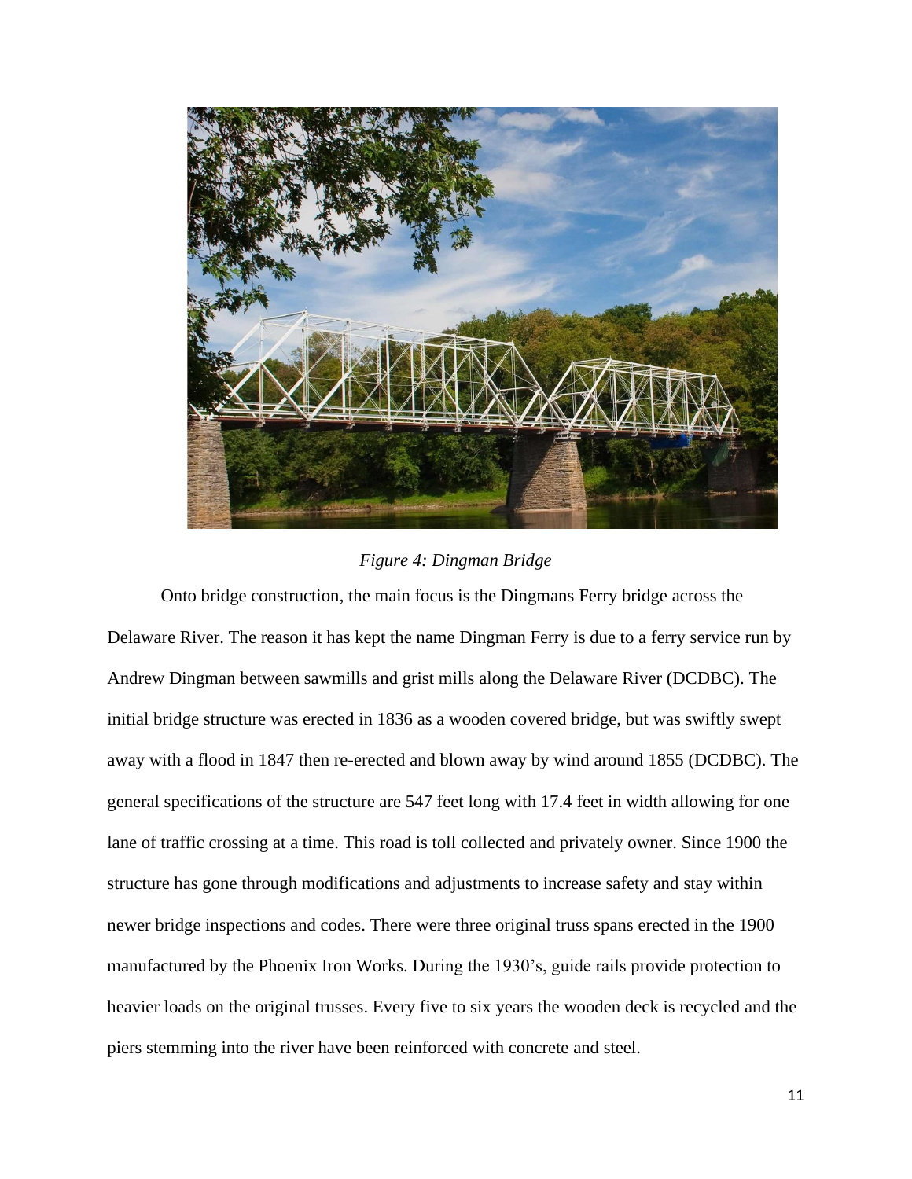*Figure 4: Dingman Bridge*

Onto bridge construction, the main focus is the Dingmans Ferry bridge across the Delaware River. The reason it has kept the name Dingman Ferry is due to a ferry service run by Andrew Dingman between sawmills and grist mills along the Delaware River (DCDBC). The initial bridge structure was erected in 1836 as a wooden covered bridge, but was swiftly swept away with a flood in 1847 then re-erected and blown away by wind around 1855 (DCDBC). The general specifications of the structure are 547 feet long with 17.4 feet in width allowing for one lane of traffic crossing at a time. This road is toll collected and privately owner. Since 1900 the structure has gone through modifications and adjustments to increase safety and stay within newer bridge inspections and codes. There were three original truss spans erected in the 1900 manufactured by the Phoenix Iron Works. During the 1930's, guide rails provide protection to heavier loads on the original trusses. Every five to six years the wooden deck is recycled and the piers stemming into the river have been reinforced with concrete and steel.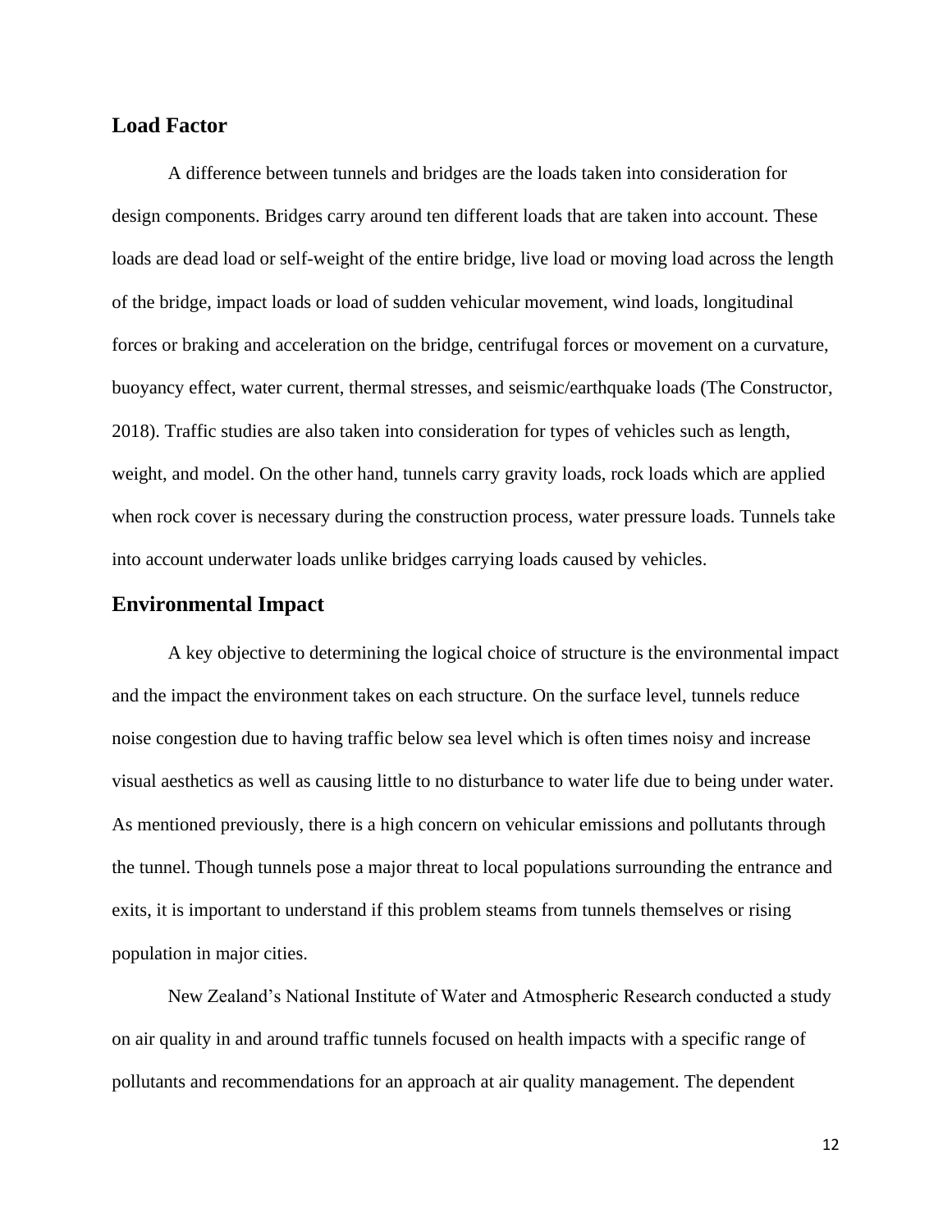## Load Factor

A difference between tunnels and bridges are the loads taken into consideration for design components. Bridges carry around ten different loads that are taken into account. These loads are dead load or self-weight of the entire bridge, live load or moving load across the length of the bridge, impact loads or load of sudden vehicular movement, wind loads, longitudinal forces or braking and acceleration on the bridge, centrifugal forces or movement on a curvature, buoyancy effect, water current, thermal stresses, and seismic/earthquake loads (The Constructor, 2018). Traffic studies are also taken into consideration for types of vehicles such as length, weight, and model. On the other hand, tunnels carry gravity loads, rock loads which are applied when rock cover is necessary during the construction process, water pressure loads. Tunnels take into account underwater loads unlike bridges carrying loads caused by vehicles.

## Environmental Impact

A key objective to determining the logical choice of structure is the environmental impact and the impact the environment takes on each structure. On the surface level, tunnels reduce noise congestion due to having traffic below sea level which is often times noisy and increase visual aesthetics as well as causing little to no disturbance to water life due to being under water. As mentioned previously, there is a high concern on vehicular emissions and pollutants through the tunnel. Though tunnels pose a major threat to local populations surrounding the entrance and exits, it is important to understand if this problem steams from tunnels themselves or rising population in major cities.

New Zealand's National Institute of Water and Atmospheric Research conducted a study on air quality in and around traffic tunnels focused on health impacts with a specific range of pollutants and recommendations for an approach at air quality management. The dependent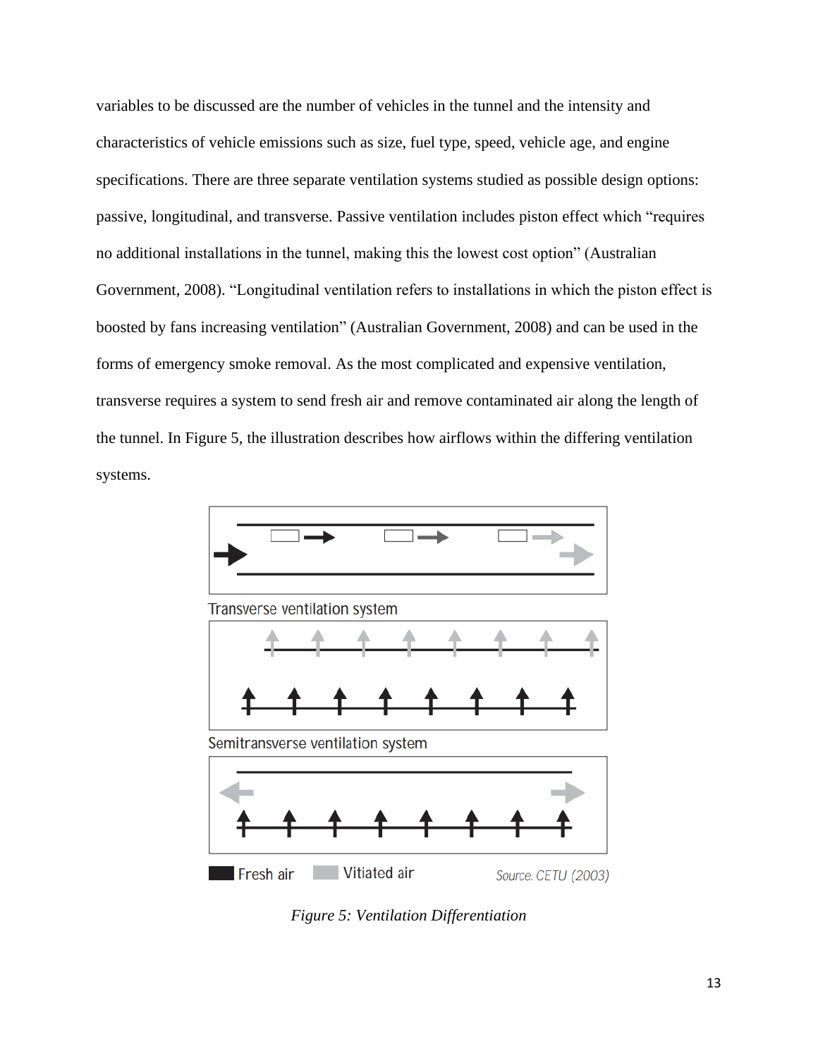variables to be discussed are the number of vehicles in the tunnel and the intensity and characteristics of vehicle emissions such as size, fuel type, speed, vehicle age, and engine specifications. There are three separate ventilation systems studied as possible design options: passive, longitudinal, and transverse. Passive ventilation includes piston effect which "requires no additional installations in the tunnel, making this the lowest cost option" (Australian Government, 2008). "Longitudinal ventilation refers to installations in which the piston effect is boosted by fans increasing ventilation" (Australian Government, 2008) and can be used in the forms of emergency smoke removal. As the most complicated and expensive ventilation, transverse requires a system to send fresh air and remove contaminated air along the length of the tunnel. In Figure 5, the illustration describes how airflows within the differing ventilation systems.

Transverse ventilation system

Semitransverse ventilation system

Fresh air   Vitiated air   Source: CETU (2003)

*Figure 5: Ventilation Differentiation*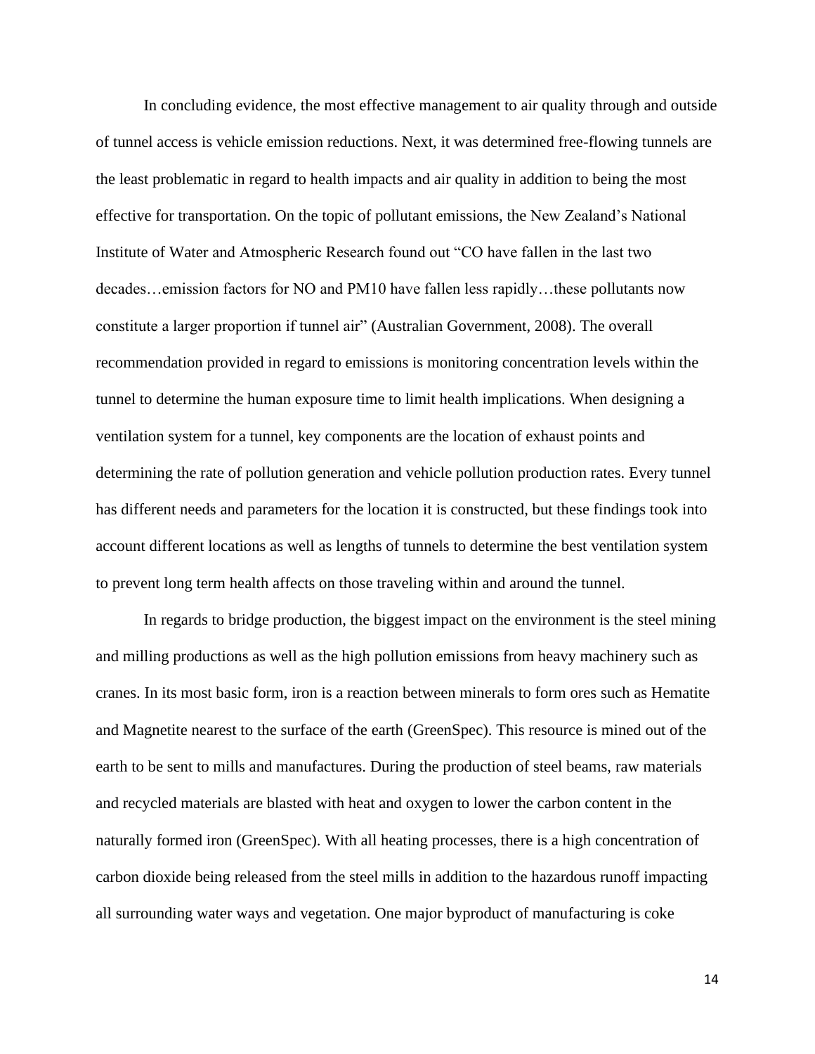In concluding evidence, the most effective management to air quality through and outside of tunnel access is vehicle emission reductions. Next, it was determined free-flowing tunnels are the least problematic in regard to health impacts and air quality in addition to being the most effective for transportation. On the topic of pollutant emissions, the New Zealand's National Institute of Water and Atmospheric Research found out "CO have fallen in the last two decades…emission factors for NO and PM10 have fallen less rapidly…these pollutants now constitute a larger proportion if tunnel air" (Australian Government, 2008). The overall recommendation provided in regard to emissions is monitoring concentration levels within the tunnel to determine the human exposure time to limit health implications. When designing a ventilation system for a tunnel, key components are the location of exhaust points and determining the rate of pollution generation and vehicle pollution production rates. Every tunnel has different needs and parameters for the location it is constructed, but these findings took into account different locations as well as lengths of tunnels to determine the best ventilation system to prevent long term health affects on those traveling within and around the tunnel.

In regards to bridge production, the biggest impact on the environment is the steel mining and milling productions as well as the high pollution emissions from heavy machinery such as cranes. In its most basic form, iron is a reaction between minerals to form ores such as Hematite and Magnetite nearest to the surface of the earth (GreenSpec). This resource is mined out of the earth to be sent to mills and manufactures. During the production of steel beams, raw materials and recycled materials are blasted with heat and oxygen to lower the carbon content in the naturally formed iron (GreenSpec). With all heating processes, there is a high concentration of carbon dioxide being released from the steel mills in addition to the hazardous runoff impacting all surrounding water ways and vegetation. One major byproduct of manufacturing is coke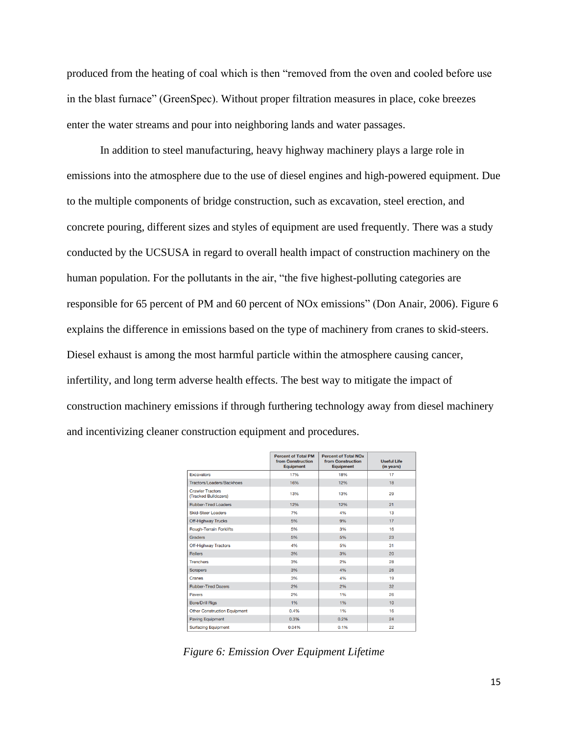produced from the heating of coal which is then “removed from the oven and cooled before use in the blast furnace” (GreenSpec). Without proper filtration measures in place, coke breezes enter the water streams and pour into neighboring lands and water passages.

In addition to steel manufacturing, heavy highway machinery plays a large role in emissions into the atmosphere due to the use of diesel engines and high-powered equipment. Due to the multiple components of bridge construction, such as excavation, steel erection, and concrete pouring, different sizes and styles of equipment are used frequently. There was a study conducted by the UCSUSA in regard to overall health impact of construction machinery on the human population. For the pollutants in the air, “the five highest-polluting categories are responsible for 65 percent of PM and 60 percent of NOx emissions” (Don Anair, 2006). Figure 6 explains the difference in emissions based on the type of machinery from cranes to skid-steers. Diesel exhaust is among the most harmful particle within the atmosphere causing cancer, infertility, and long term adverse health effects. The best way to mitigate the impact of construction machinery emissions if through furthering technology away from diesel machinery and incentivizing cleaner construction equipment and procedures.

| | Percent of Total PM from Construction Equipment | Percent of Total NOx from Construction Equipment | Useful Life (in years) |
|---|---|---|---|
| Excavators | 17% | 18% | 17 |
| Tractors/Loaders/Backhoes | 16% | 12% | 18 |
| Crawler Tractors (Tracked Bulldozers) | 13% | 13% | 29 |
| Rubber-Tired Loaders | 12% | 12% | 21 |
| Skid-Steer Loaders | 7% | 4% | 13 |
| Off-Highway Trucks | 5% | 9% | 17 |
| Rough-Terrain Forklifts | 5% | 3% | 16 |
| Graders | 5% | 5% | 23 |
| Off-Highway Tractors | 4% | 5% | 31 |
| Rollers | 3% | 3% | 20 |
| Trenchers | 3% | 2% | 28 |
| Scrapers | 3% | 4% | 26 |
| Cranes | 3% | 4% | 19 |
| Rubber-Tired Dozers | 2% | 2% | 32 |
| Pavers | 2% | 1% | 26 |
| Bore/Drill Rigs | 1% | 1% | 10 |
| Other Construction Equipment | 0.4% | 1% | 16 |
| Paving Equipment | 0.3% | 0.2% | 24 |
| Surfacing Equipment | 0.04% | 0.1% | 22 |

*Figure 6: Emission Over Equipment Lifetime*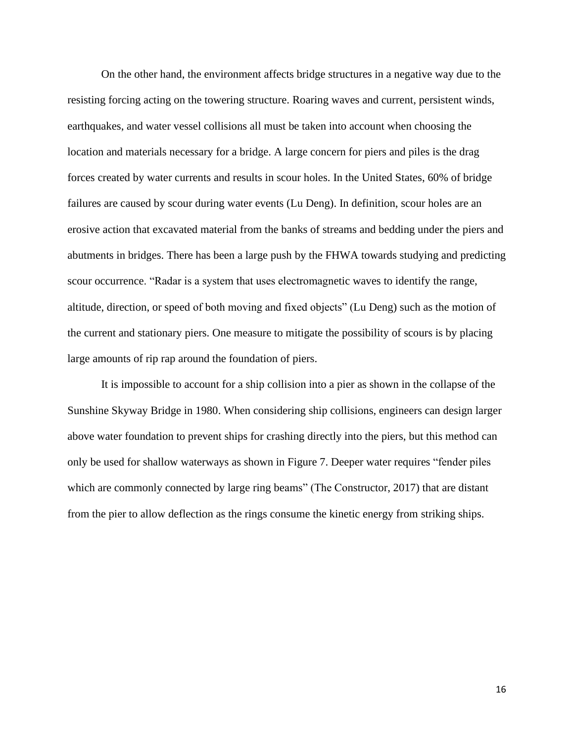On the other hand, the environment affects bridge structures in a negative way due to the resisting forcing acting on the towering structure. Roaring waves and current, persistent winds, earthquakes, and water vessel collisions all must be taken into account when choosing the location and materials necessary for a bridge. A large concern for piers and piles is the drag forces created by water currents and results in scour holes. In the United States, 60% of bridge failures are caused by scour during water events (Lu Deng). In definition, scour holes are an erosive action that excavated material from the banks of streams and bedding under the piers and abutments in bridges. There has been a large push by the FHWA towards studying and predicting scour occurrence. "Radar is a system that uses electromagnetic waves to identify the range, altitude, direction, or speed of both moving and fixed objects" (Lu Deng) such as the motion of the current and stationary piers. One measure to mitigate the possibility of scours is by placing large amounts of rip rap around the foundation of piers.

It is impossible to account for a ship collision into a pier as shown in the collapse of the Sunshine Skyway Bridge in 1980. When considering ship collisions, engineers can design larger above water foundation to prevent ships for crashing directly into the piers, but this method can only be used for shallow waterways as shown in Figure 7. Deeper water requires "fender piles which are commonly connected by large ring beams" (The Constructor, 2017) that are distant from the pier to allow deflection as the rings consume the kinetic energy from striking ships.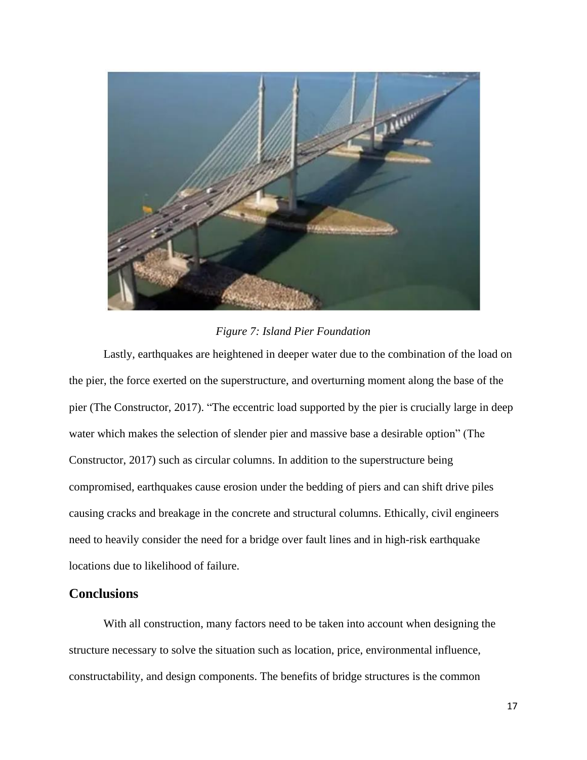*Figure 7: Island Pier Foundation*

Lastly, earthquakes are heightened in deeper water due to the combination of the load on the pier, the force exerted on the superstructure, and overturning moment along the base of the pier (The Constructor, 2017). “The eccentric load supported by the pier is crucially large in deep water which makes the selection of slender pier and massive base a desirable option” (The Constructor, 2017) such as circular columns. In addition to the superstructure being compromised, earthquakes cause erosion under the bedding of piers and can shift drive piles causing cracks and breakage in the concrete and structural columns. Ethically, civil engineers need to heavily consider the need for a bridge over fault lines and in high-risk earthquake locations due to likelihood of failure.

## Conclusions

With all construction, many factors need to be taken into account when designing the structure necessary to solve the situation such as location, price, environmental influence, constructability, and design components. The benefits of bridge structures is the common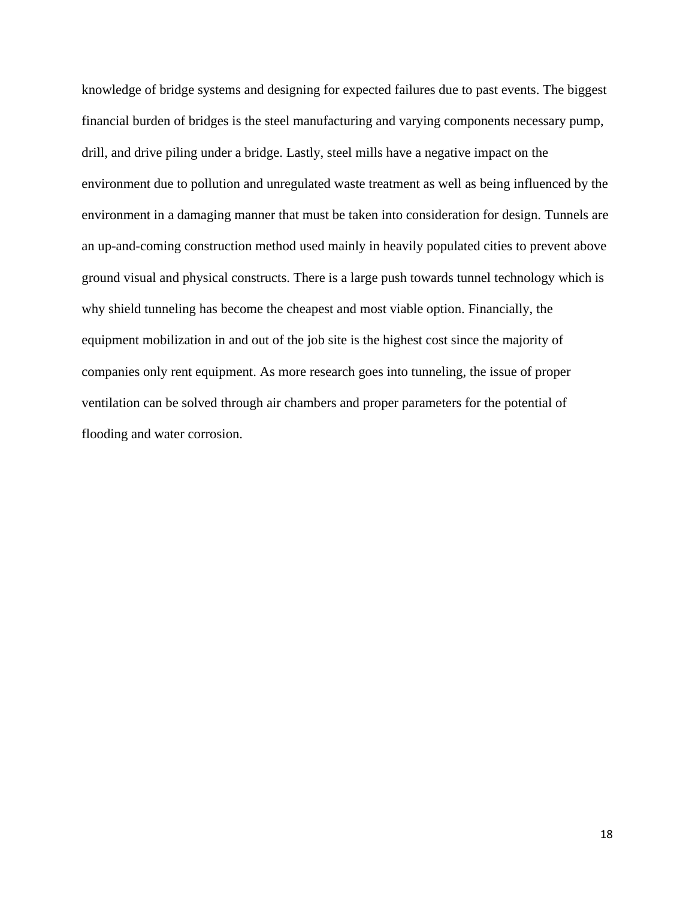knowledge of bridge systems and designing for expected failures due to past events. The biggest financial burden of bridges is the steel manufacturing and varying components necessary pump, drill, and drive piling under a bridge. Lastly, steel mills have a negative impact on the environment due to pollution and unregulated waste treatment as well as being influenced by the environment in a damaging manner that must be taken into consideration for design. Tunnels are an up-and-coming construction method used mainly in heavily populated cities to prevent above ground visual and physical constructs. There is a large push towards tunnel technology which is why shield tunneling has become the cheapest and most viable option. Financially, the equipment mobilization in and out of the job site is the highest cost since the majority of companies only rent equipment. As more research goes into tunneling, the issue of proper ventilation can be solved through air chambers and proper parameters for the potential of flooding and water corrosion.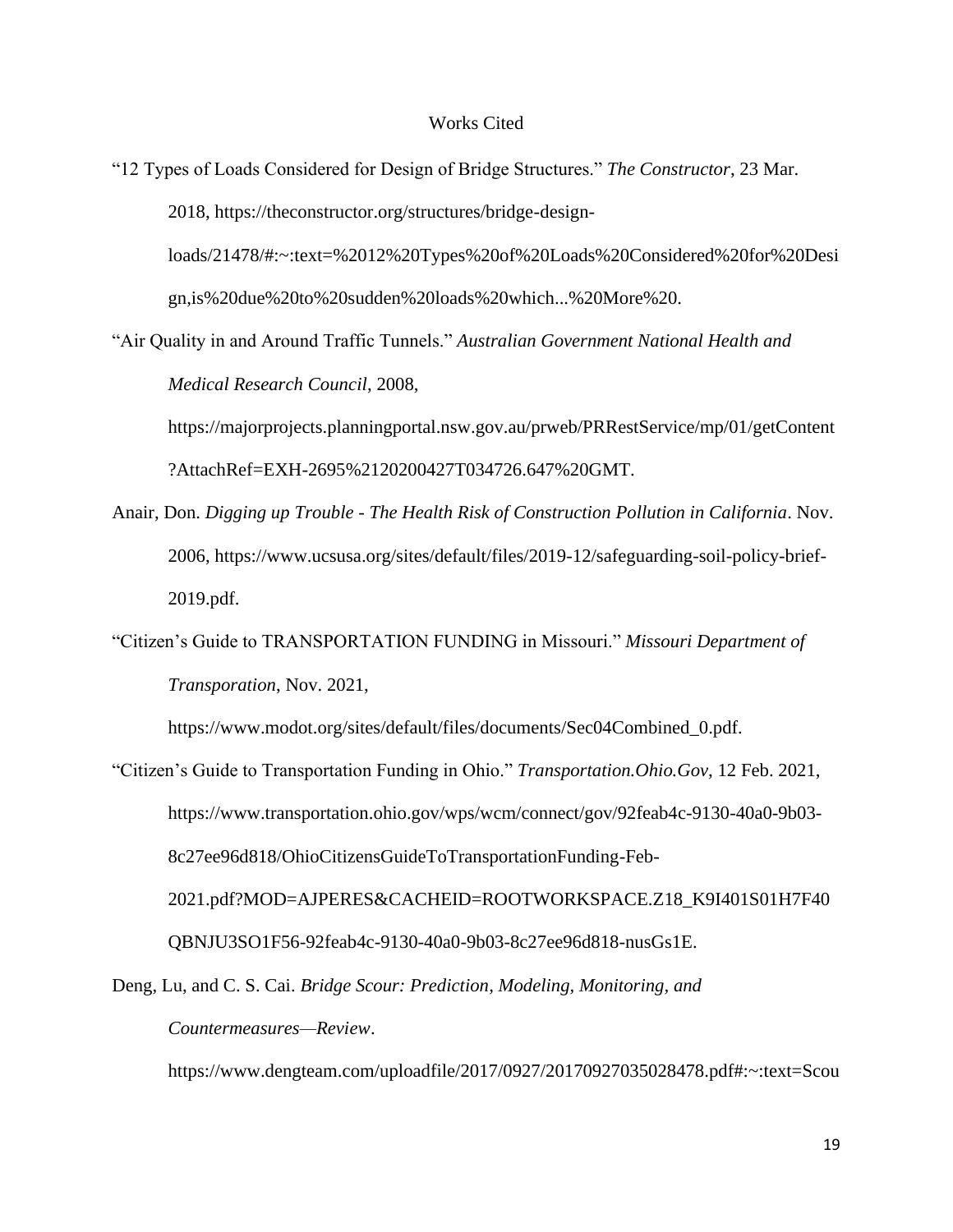# Works Cited

"12 Types of Loads Considered for Design of Bridge Structures." *The Constructor*, 23 Mar. 2018, https://theconstructor.org/structures/bridge-design-loads/21478/#:~:text=%2012%20Types%20of%20Loads%20Considered%20for%20Design,is%20due%20to%20sudden%20loads%20which...%20More%20.

"Air Quality in and Around Traffic Tunnels." *Australian Government National Health and Medical Research Council*, 2008, https://majorprojects.planningportal.nsw.gov.au/prweb/PRRestService/mp/01/getContent?AttachRef=EXH-2695%2120200427T034726.647%20GMT.

Anair, Don. *Digging up Trouble - The Health Risk of Construction Pollution in California*. Nov. 2006, https://www.ucsusa.org/sites/default/files/2019-12/safeguarding-soil-policy-brief-2019.pdf.

"Citizen's Guide to TRANSPORTATION FUNDING in Missouri." *Missouri Department of Transporation*, Nov. 2021, https://www.modot.org/sites/default/files/documents/Sec04Combined_0.pdf.

"Citizen's Guide to Transportation Funding in Ohio." *Transportation.Ohio.Gov*, 12 Feb. 2021, https://www.transportation.ohio.gov/wps/wcm/connect/gov/92feab4c-9130-40a0-9b03-8c27ee96d818/OhioCitizensGuideToTransportationFunding-Feb-2021.pdf?MOD=AJPERES&CACHEID=ROOTWORKSPACE.Z18_K9I401S01H7F40QBNJU3SO1F56-92feab4c-9130-40a0-9b03-8c27ee96d818-nusGs1E.

Deng, Lu, and C. S. Cai. *Bridge Scour: Prediction, Modeling, Monitoring, and Countermeasures—Review*. https://www.dengteam.com/uploadfile/2017/0927/20170927035028478.pdf#:~:text=Scou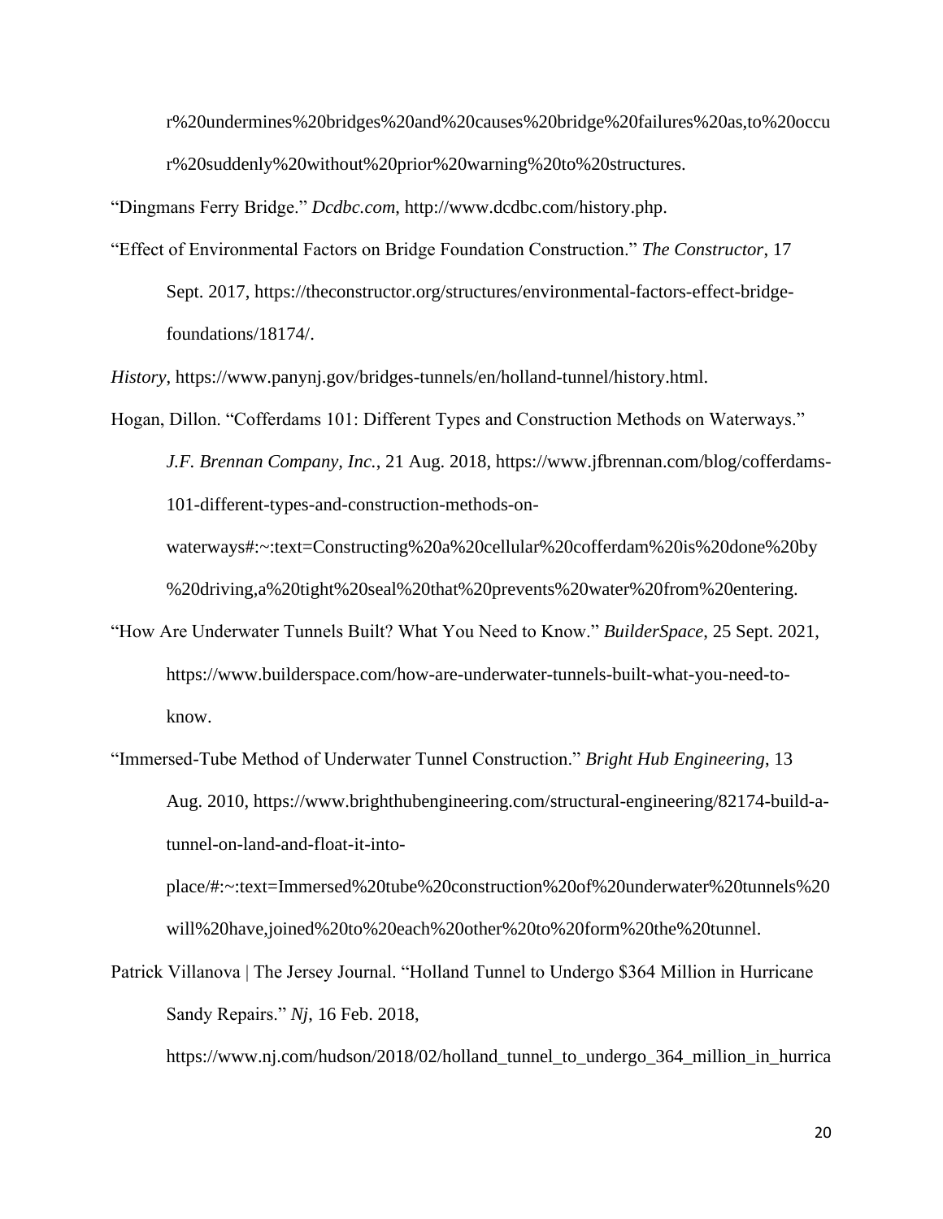r%20undermines%20bridges%20and%20causes%20bridge%20failures%20as,to%20occur%20suddenly%20without%20prior%20warning%20to%20structures.

“Dingmans Ferry Bridge.” *Dcdbc.com*, http://www.dcdbc.com/history.php.

“Effect of Environmental Factors on Bridge Foundation Construction.” *The Constructor*, 17 Sept. 2017, https://theconstructor.org/structures/environmental-factors-effect-bridge-foundations/18174/.

*History*, https://www.panynj.gov/bridges-tunnels/en/holland-tunnel/history.html.

Hogan, Dillon. “Cofferdams 101: Different Types and Construction Methods on Waterways.” *J.F. Brennan Company, Inc.*, 21 Aug. 2018, https://www.jfbrennan.com/blog/cofferdams-101-different-types-and-construction-methods-on-waterways#:~:text=Constructing%20a%20cellular%20cofferdam%20is%20done%20by%20driving,a%20tight%20seal%20that%20prevents%20water%20from%20entering.

“How Are Underwater Tunnels Built? What You Need to Know.” *BuilderSpace*, 25 Sept. 2021, https://www.builderspace.com/how-are-underwater-tunnels-built-what-you-need-to-know.

“Immersed-Tube Method of Underwater Tunnel Construction.” *Bright Hub Engineering*, 13 Aug. 2010, https://www.brighthubengineering.com/structural-engineering/82174-build-a-tunnel-on-land-and-float-it-into-place/#:~:text=Immersed%20tube%20construction%20of%20underwater%20tunnels%20will%20have,joined%20to%20each%20other%20to%20form%20the%20tunnel.

Patrick Villanova | The Jersey Journal. “Holland Tunnel to Undergo $364 Million in Hurricane Sandy Repairs.” *Nj*, 16 Feb. 2018, https://www.nj.com/hudson/2018/02/holland_tunnel_to_undergo_364_million_in_hurrica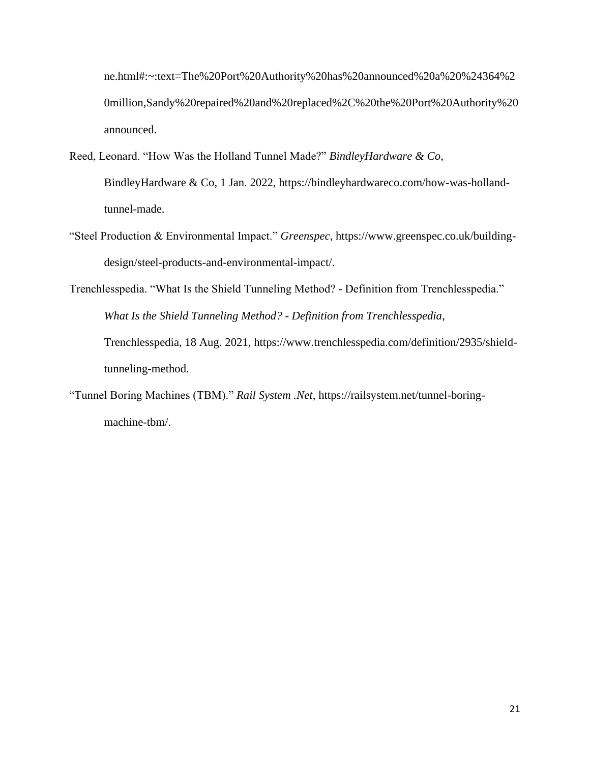ne.html#:~:text=The%20Port%20Authority%20has%20announced%20a%20%24364%20million,Sandy%20repaired%20and%20replaced%2C%20the%20Port%20Authority%20announced.

Reed, Leonard. "How Was the Holland Tunnel Made?" *BindleyHardware & Co*, BindleyHardware & Co, 1 Jan. 2022, https://bindleyhardwareco.com/how-was-holland-tunnel-made.

"Steel Production & Environmental Impact." *Greenspec*, https://www.greenspec.co.uk/building-design/steel-products-and-environmental-impact/.

Trenchlesspedia. "What Is the Shield Tunneling Method? - Definition from Trenchlesspedia." *What Is the Shield Tunneling Method? - Definition from Trenchlesspedia*, Trenchlesspedia, 18 Aug. 2021, https://www.trenchlesspedia.com/definition/2935/shield-tunneling-method.

"Tunnel Boring Machines (TBM)." *Rail System .Net*, https://railsystem.net/tunnel-boring-machine-tbm/.